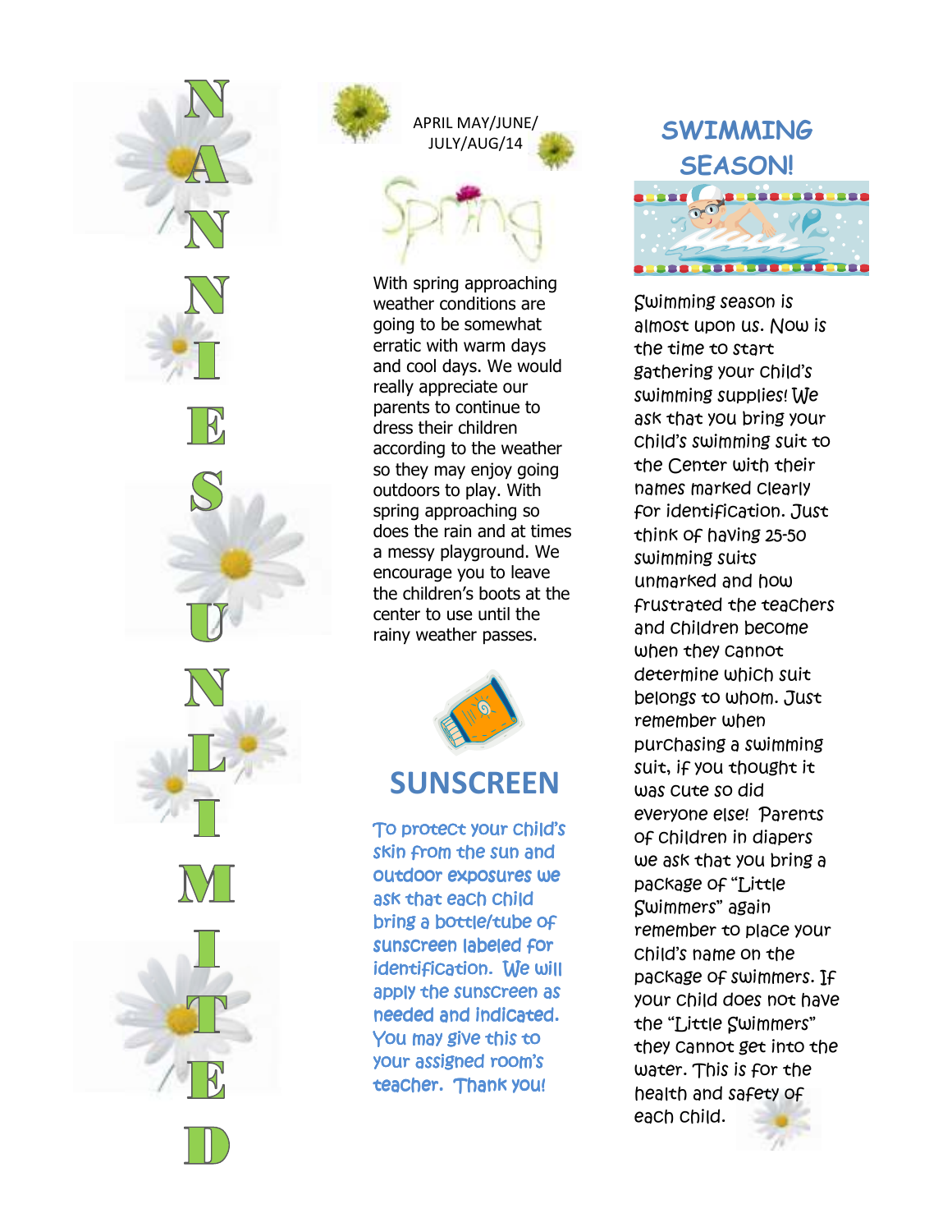# NANNIES UNLIMITED

APRIL MAY/JUNE/ JULY/AUG/14

Spring

With spring approaching weather conditions are going to be somewhat erratic with warm days and cool days. We would really appreciate our parents to continue to dress their children according to the weather so they may enjoy going outdoors to play. With spring approaching so does the rain and at times a messy playground. We encourage you to leave the children's boots at the center to use until the rainy weather passes.

## SUNSCREEN

To protect your child's skin from the sun and outdoor exposures we ask that each child bring a bottle/tube of sunscreen labeled for identification. We will apply the sunscreen as needed and indicated. You may give this to your assigned room's teacher. Thank you!

## SWIMMING SEASON!

Swimming season is almost upon us. Now is the time to start gathering your child's swimming supplies! We ask that you bring your child's swimming suit to the Center with their names marked clearly for identification. Just think of having 25-50 swimming suits unmarked and how frustrated the teachers and children become when they cannot determine which suit belongs to whom. Just remember when purchasing a swimming suit, if you thought it was cute so did everyone else! Parents of children in diapers we ask that you bring a package of "Little Swimmers" again remember to place your child's name on the package of swimmers. If your child does not have the "Little Swimmers" they cannot get into the water. This is for the health and safety of each child.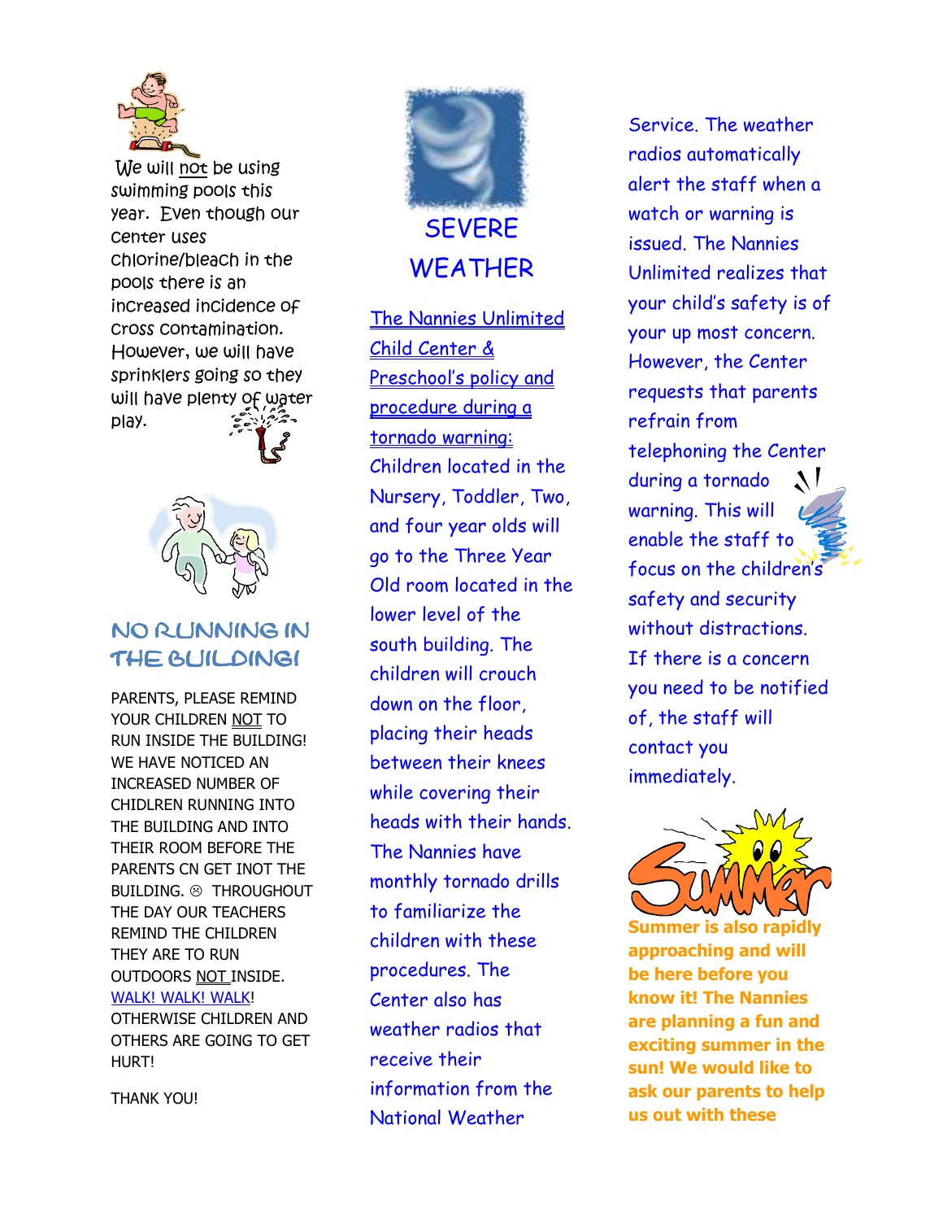We will not be using swimming pools this year. Even though our center uses chlorine/bleach in the pools there is an increased incidence of cross contamination. However, we will have sprinklers going so they will have plenty of water play.

## NO RUNNING IN THE BUILDING!

PARENTS, PLEASE REMIND YOUR CHILDREN NOT TO RUN INSIDE THE BUILDING! WE HAVE NOTICED AN INCREASED NUMBER OF CHIDLREN RUNNING INTO THE BUILDING AND INTO THEIR ROOM BEFORE THE PARENTS CN GET INOT THE BUILDING. ☹ THROUGHOUT THE DAY OUR TEACHERS REMIND THE CHILDREN THEY ARE TO RUN OUTDOORS NOT INSIDE. WALK! WALK! WALK! OTHERWISE CHILDREN AND OTHERS ARE GOING TO GET HURT!

THANK YOU!

## SEVERE WEATHER

The Nannies Unlimited Child Center & Preschool's policy and procedure during a tornado warning: Children located in the Nursery, Toddler, Two, and four year olds will go to the Three Year Old room located in the lower level of the south building. The children will crouch down on the floor, placing their heads between their knees while covering their heads with their hands. The Nannies have monthly tornado drills to familiarize the children with these procedures. The Center also has weather radios that receive their information from the National Weather Service. The weather radios automatically alert the staff when a watch or warning is issued. The Nannies Unlimited realizes that your child's safety is of your up most concern. However, the Center requests that parents refrain from telephoning the Center during a tornado warning. This will enable the staff to focus on the children's safety and security without distractions. If there is a concern you need to be notified of, the staff will contact you immediately.

Summer

**Summer is also rapidly approaching and will be here before you know it! The Nannies are planning a fun and exciting summer in the sun! We would like to ask our parents to help us out with these**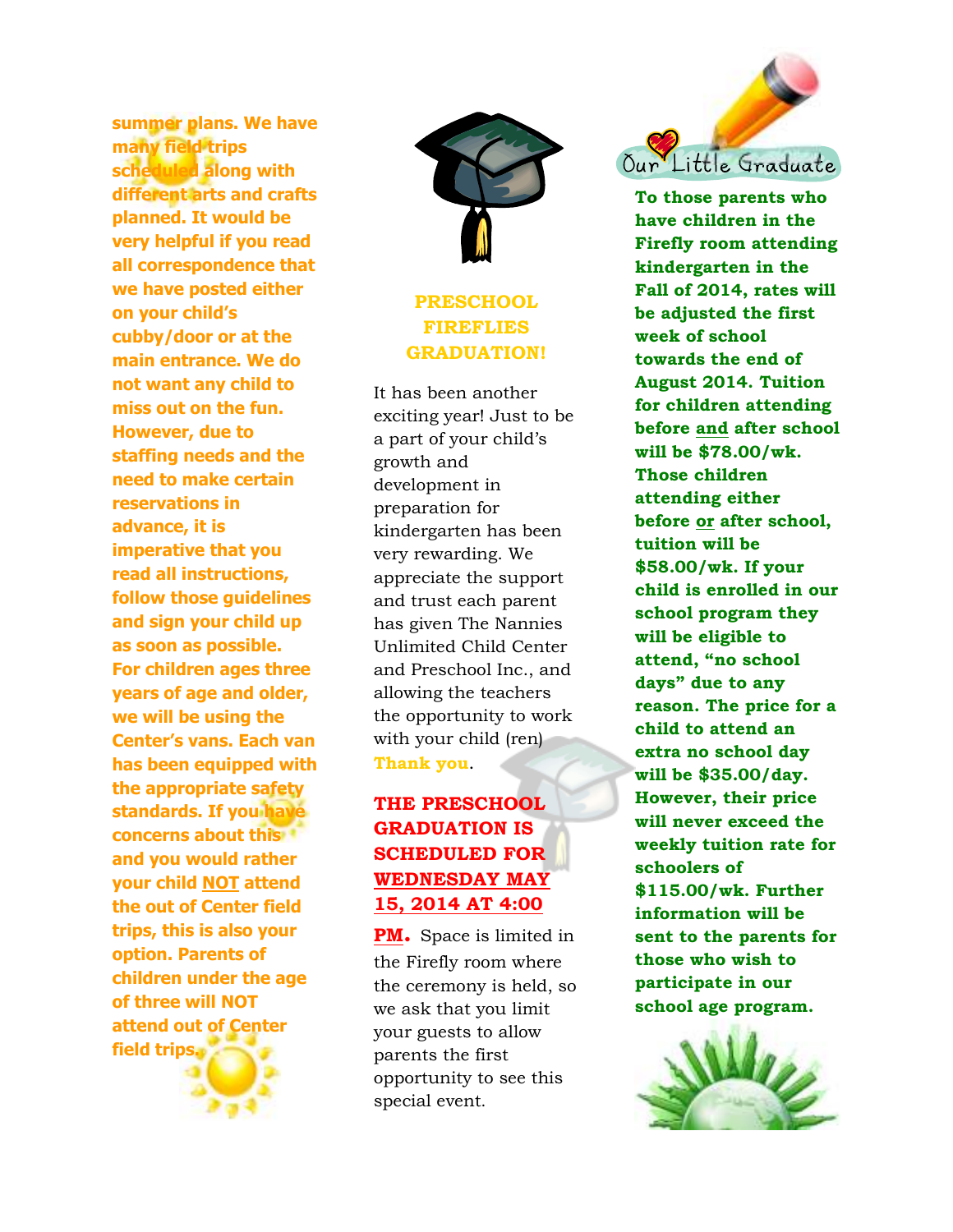**summer plans. We have many field trips scheduled along with different arts and crafts planned. It would be very helpful if you read all correspondence that we have posted either on your child's cubby/door or at the main entrance. We do not want any child to miss out on the fun. However, due to staffing needs and the need to make certain reservations in advance, it is imperative that you read all instructions, follow those guidelines and sign your child up as soon as possible. For children ages three years of age and older, we will be using the Center's vans. Each van has been equipped with the appropriate safety standards. If you have concerns about this and you would rather your child NOT attend the out of Center field trips, this is also your option. Parents of children under the age of three will NOT attend out of Center field trips.**

## PRESCHOOL FIREFLIES GRADUATION!

It has been another exciting year! Just to be a part of your child's growth and development in preparation for kindergarten has been very rewarding. We appreciate the support and trust each parent has given The Nannies Unlimited Child Center and Preschool Inc., and allowing the teachers the opportunity to work with your child (ren) **Thank you**.

**THE PRESCHOOL GRADUATION IS SCHEDULED FOR WEDNESDAY MAY 15, 2014 AT 4:00 PM.** Space is limited in the Firefly room where the ceremony is held, so we ask that you limit your guests to allow parents the first opportunity to see this special event.

## Our Little Graduate

**To those parents who have children in the Firefly room attending kindergarten in the Fall of 2014, rates will be adjusted the first week of school towards the end of August 2014. Tuition for children attending before and after school will be $78.00/wk. Those children attending either before or after school, tuition will be $58.00/wk. If your child is enrolled in our school program they will be eligible to attend, "no school days" due to any reason. The price for a child to attend an extra no school day will be $35.00/day. However, their price will never exceed the weekly tuition rate for schoolers of $115.00/wk. Further information will be sent to the parents for those who wish to participate in our school age program.**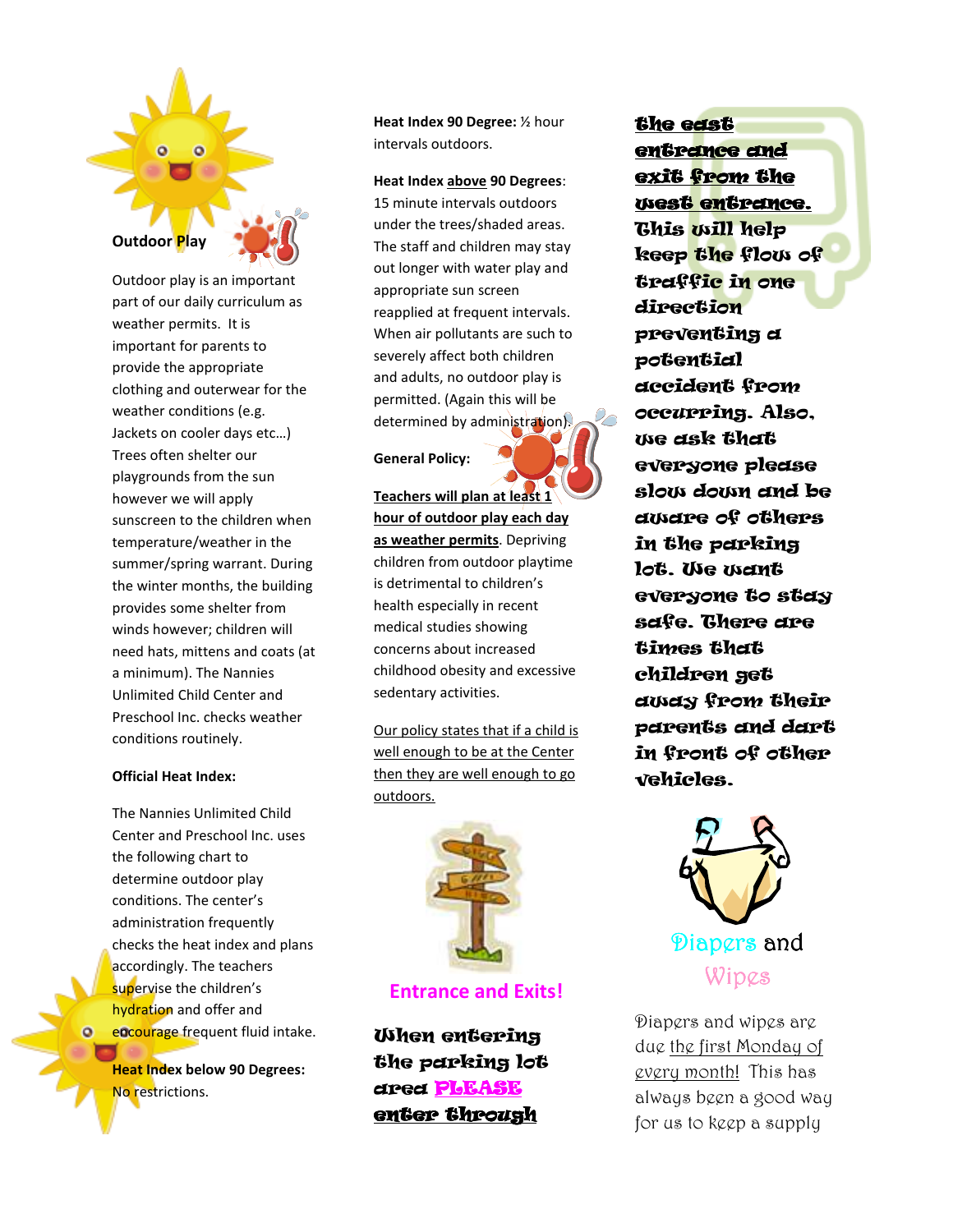### Outdoor Play

Outdoor play is an important part of our daily curriculum as weather permits. It is important for parents to provide the appropriate clothing and outerwear for the weather conditions (e.g. Jackets on cooler days etc…) Trees often shelter our playgrounds from the sun however we will apply sunscreen to the children when temperature/weather in the summer/spring warrant. During the winter months, the building provides some shelter from winds however; children will need hats, mittens and coats (at a minimum). The Nannies Unlimited Child Center and Preschool Inc. checks weather conditions routinely.

**Official Heat Index:**

The Nannies Unlimited Child Center and Preschool Inc. uses the following chart to determine outdoor play conditions. The center's administration frequently checks the heat index and plans accordingly. The teachers supervise the children's hydration and offer and encourage frequent fluid intake.

**Heat Index below 90 Degrees:** No restrictions.

**Heat Index 90 Degree:** ½ hour intervals outdoors.

**Heat Index above 90 Degrees**: 15 minute intervals outdoors under the trees/shaded areas. The staff and children may stay out longer with water play and appropriate sun screen reapplied at frequent intervals. When air pollutants are such to severely affect both children and adults, no outdoor play is permitted. (Again this will be determined by administration).

**General Policy:**

Teachers will plan at least 1 hour of outdoor play each day as weather permits. Depriving children from outdoor playtime is detrimental to children's health especially in recent medical studies showing concerns about increased childhood obesity and excessive sedentary activities.

Our policy states that if a child is well enough to be at the Center then they are well enough to go outdoors.

### Entrance and Exits!

**When entering the parking lot area PLEASE enter through the east entrance and exit from the west entrance.** This will help keep the flow of traffic in one direction preventing a potential accident from occurring. Also, we ask that everyone please slow down and be aware of others in the parking lot. We want everyone to stay safe. There are times that children get away from their parents and dart in front of other vehicles.

### Diapers and Wipes

Diapers and wipes are due the first Monday of every month! This has always been a good way for us to keep a supply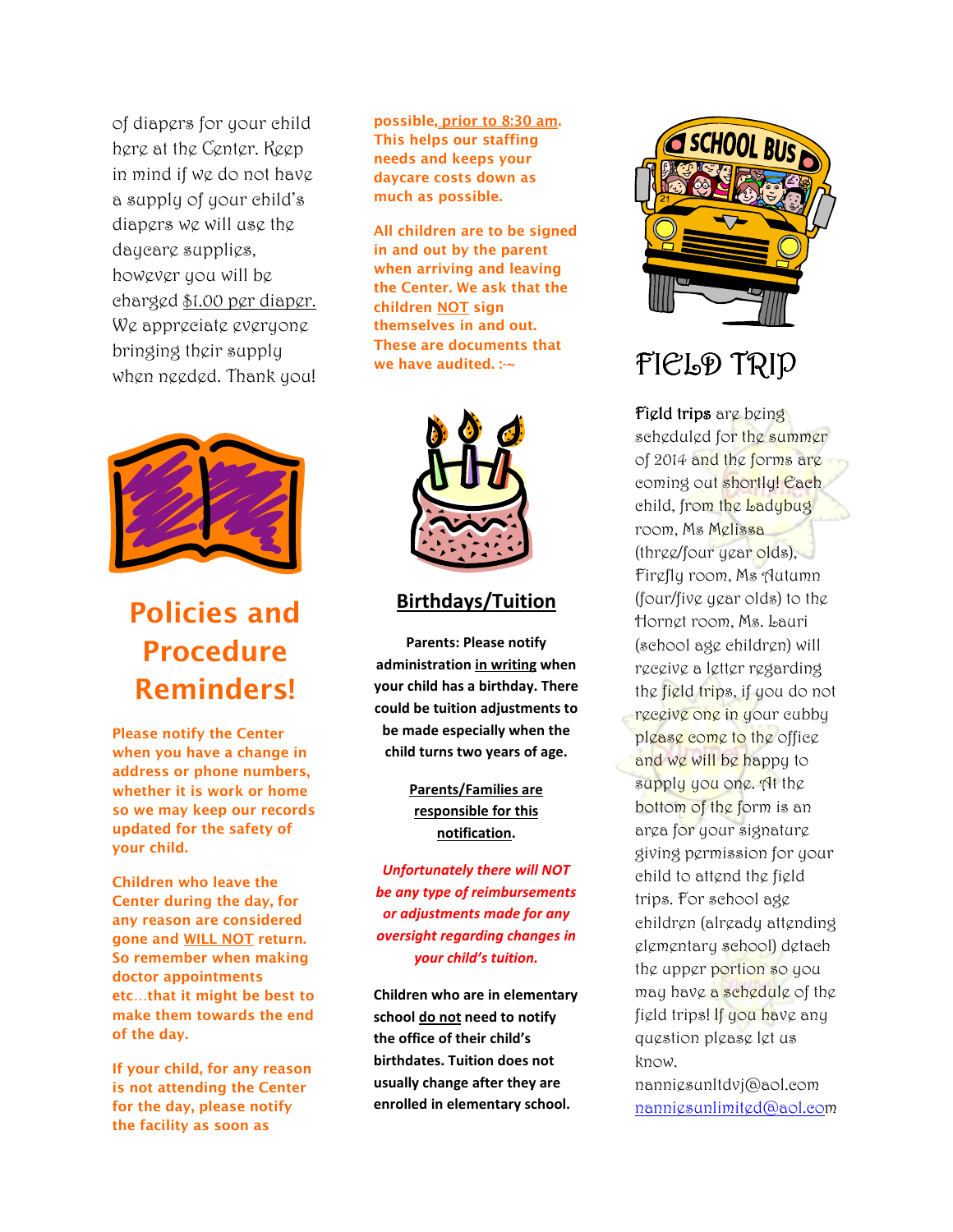of diapers for your child here at the Center. Keep in mind if we do not have a supply of your child's diapers we will use the daycare supplies, however you will be charged $1.00 per diaper. We appreciate everyone bringing their supply when needed. Thank you!

# Policies and Procedure Reminders!

**Please notify the Center when you have a change in address or phone numbers, whether it is work or home so we may keep our records updated for the safety of your child.**

**Children who leave the Center during the day, for any reason are considered gone and WILL NOT return. So remember when making doctor appointments etc…that it might be best to make them towards the end of the day.**

**If your child, for any reason is not attending the Center for the day, please notify the facility as soon as possible, prior to 8:30 am. This helps our staffing needs and keeps your daycare costs down as much as possible.**

**All children are to be signed in and out by the parent when arriving and leaving the Center. We ask that the children NOT sign themselves in and out. These are documents that we have audited. :-~**

## Birthdays/Tuition

**Parents: Please notify administration in writing when your child has a birthday. There could be tuition adjustments to be made especially when the child turns two years of age.**

**Parents/Families are responsible for this notification.**

***Unfortunately there will NOT be any type of reimbursements or adjustments made for any oversight regarding changes in your child's tuition.***

**Children who are in elementary school do not need to notify the office of their child's birthdates. Tuition does not usually change after they are enrolled in elementary school.**

# FIELD TRIP

Field trips are being scheduled for the summer of 2014 and the forms are coming out shortly! Each child, from the Ladybug room, Ms Melissa (three/four year olds), Firefly room, Ms Autumn (four/five year olds) to the Hornet room, Ms. Lauri (school age children) will receive a letter regarding the field trips, if you do not receive one in your cubby please come to the office and we will be happy to supply you one. At the bottom of the form is an area for your signature giving permission for your child to attend the field trips. For school age children (already attending elementary school) detach the upper portion so you may have a schedule of the field trips! If you have any question please let us know.

nanniesunltdvj@aol.com

nanniesunlimited@aol.com